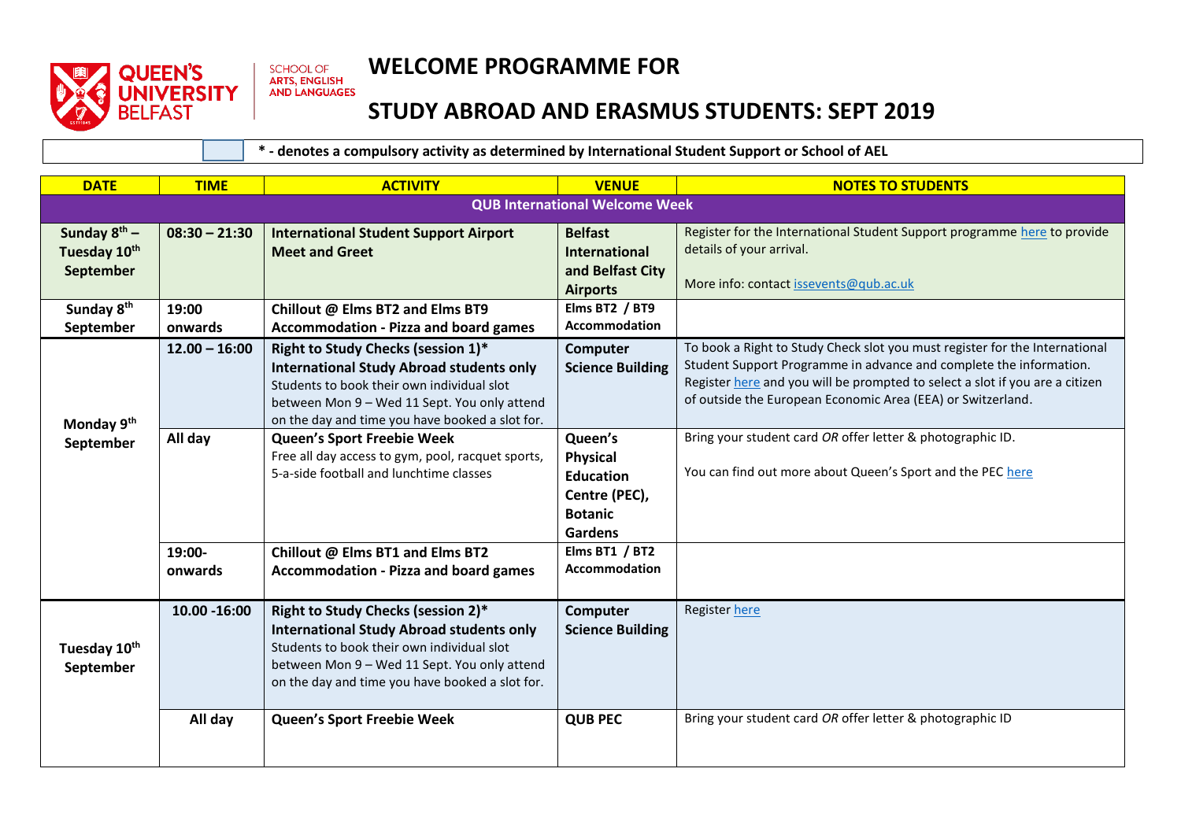QUEEN'S UNIVERSITY BELFAST

SCHOOL OF ARTS, ENGLISH AND LANGUAGES

# WELCOME PROGRAMME FOR

# STUDY ABROAD AND ERASMUS STUDENTS: SEPT 2019

**\* - denotes a compulsory activity as determined by International Student Support or School of AEL**

| DATE | TIME | ACTIVITY | VENUE | NOTES TO STUDENTS |
|---|---|---|---|---|
| **QUB International Welcome Week** | | | | |
| **Sunday 8th – Tuesday 10th September** | **08:30 – 21:30** | **International Student Support Airport Meet and Greet** | **Belfast International and Belfast City Airports** | Register for the International Student Support programme here to provide details of your arrival.<br><br>More info: contact issevents@qub.ac.uk |
| **Sunday 8th September** | **19:00 onwards** | **Chillout @ Elms BT2 and Elms BT9 Accommodation - Pizza and board games** | **Elms BT2 / BT9 Accommodation** | |
| **Monday 9th September** | **12.00 – 16:00** | **Right to Study Checks (session 1)\*** **International Study Abroad students only** Students to book their own individual slot between Mon 9 – Wed 11 Sept. You only attend on the day and time you have booked a slot for. | **Computer Science Building** | To book a Right to Study Check slot you must register for the International Student Support Programme in advance and complete the information. Register here and you will be prompted to select a slot if you are a citizen of outside the European Economic Area (EEA) or Switzerland. |
| | **All day** | **Queen's Sport Freebie Week** Free all day access to gym, pool, racquet sports, 5-a-side football and lunchtime classes | **Queen's Physical Education Centre (PEC), Botanic Gardens** | Bring your student card *OR* offer letter & photographic ID.<br><br>You can find out more about Queen's Sport and the PEC here |
| | **19:00- onwards** | **Chillout @ Elms BT1 and Elms BT2 Accommodation - Pizza and board games** | **Elms BT1 / BT2 Accommodation** | |
| **Tuesday 10th September** | **10.00 -16:00** | **Right to Study Checks (session 2)\*** **International Study Abroad students only** Students to book their own individual slot between Mon 9 – Wed 11 Sept. You only attend on the day and time you have booked a slot for. | **Computer Science Building** | Register here |
| | **All day** | **Queen's Sport Freebie Week** | **QUB PEC** | Bring your student card *OR* offer letter & photographic ID |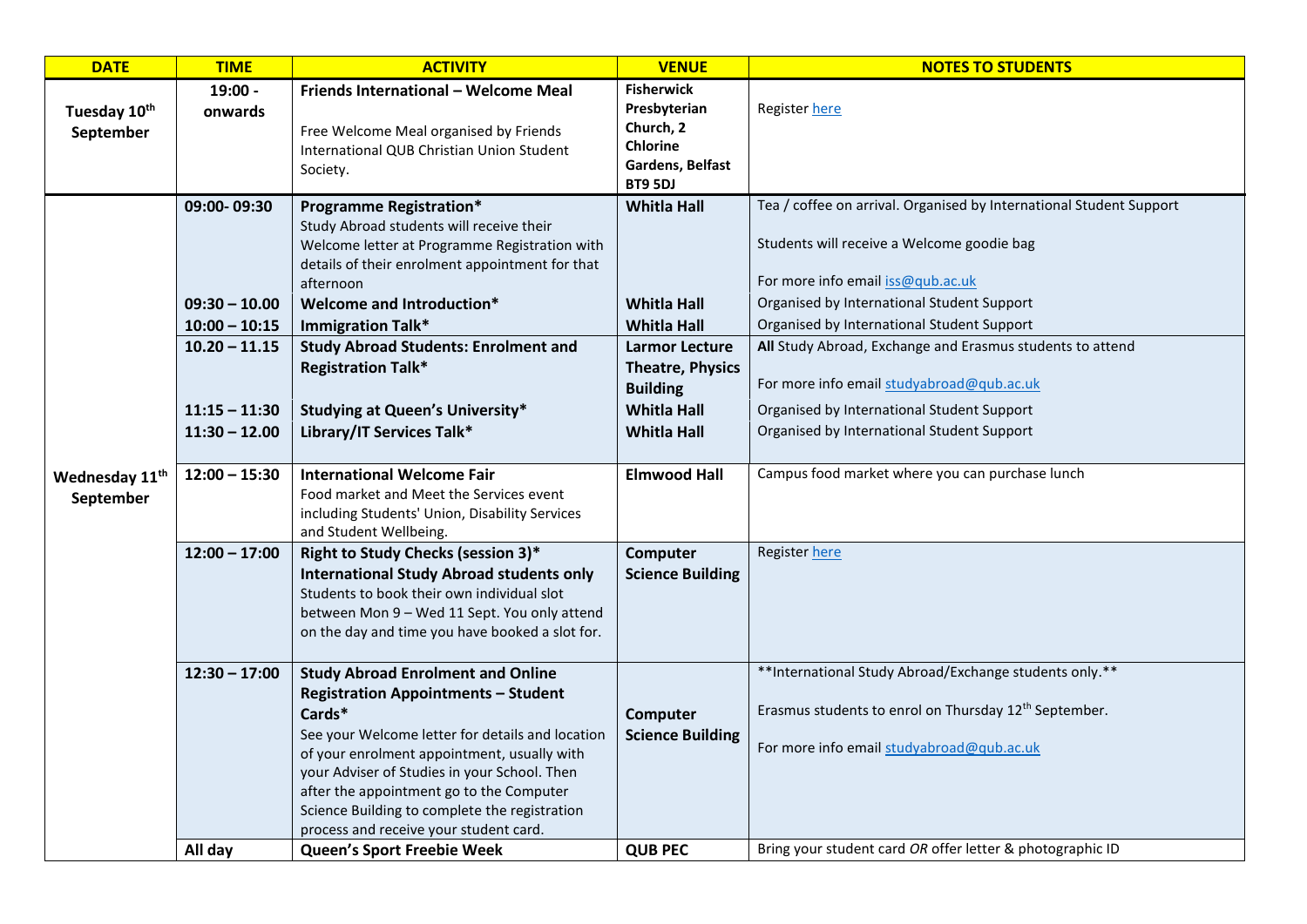| DATE | TIME | ACTIVITY | VENUE | NOTES TO STUDENTS |
|---|---|---|---|---|
| **Tuesday 10th September** | **19:00 - onwards** | **Friends International – Welcome Meal**<br><br>Free Welcome Meal organised by Friends International QUB Christian Union Student Society. | **Fisherwick Presbyterian Church, 2 Chlorine Gardens, Belfast BT9 5DJ** | Register here |
| **Wednesday 11th September** | **09:00- 09:30** | **Programme Registration***<br>Study Abroad students will receive their Welcome letter at Programme Registration with details of their enrolment appointment for that afternoon | **Whitla Hall** | Tea / coffee on arrival. Organised by International Student Support<br><br>Students will receive a Welcome goodie bag<br><br>For more info email iss@qub.ac.uk |
| | **09:30 – 10.00** | **Welcome and Introduction*** | **Whitla Hall** | Organised by International Student Support |
| | **10:00 – 10:15** | **Immigration Talk*** | **Whitla Hall** | Organised by International Student Support |
| | **10.20 – 11.15** | **Study Abroad Students: Enrolment and Registration Talk*** | **Larmor Lecture Theatre, Physics Building** | **All** Study Abroad, Exchange and Erasmus students to attend<br><br>For more info email studyabroad@qub.ac.uk |
| | **11:15 – 11:30** | **Studying at Queen's University*** | **Whitla Hall** | Organised by International Student Support |
| | **11:30 – 12.00** | **Library/IT Services Talk*** | **Whitla Hall** | Organised by International Student Support |
| | **12:00 – 15:30** | **International Welcome Fair**<br>Food market and Meet the Services event including Students' Union, Disability Services and Student Wellbeing. | **Elmwood Hall** | Campus food market where you can purchase lunch |
| | **12:00 – 17:00** | **Right to Study Checks (session 3)***<br>**International Study Abroad students only**<br>Students to book their own individual slot between Mon 9 – Wed 11 Sept. You only attend on the day and time you have booked a slot for. | **Computer Science Building** | Register here |
| | **12:30 – 17:00** | **Study Abroad Enrolment and Online Registration Appointments – Student Cards***<br>See your Welcome letter for details and location of your enrolment appointment, usually with your Adviser of Studies in your School. Then after the appointment go to the Computer Science Building to complete the registration process and receive your student card. | **Computer Science Building** | **International Study Abroad/Exchange students only.**<br><br>Erasmus students to enrol on Thursday 12th September.<br><br>For more info email studyabroad@qub.ac.uk |
| | **All day** | **Queen's Sport Freebie Week** | **QUB PEC** | Bring your student card *OR* offer letter & photographic ID |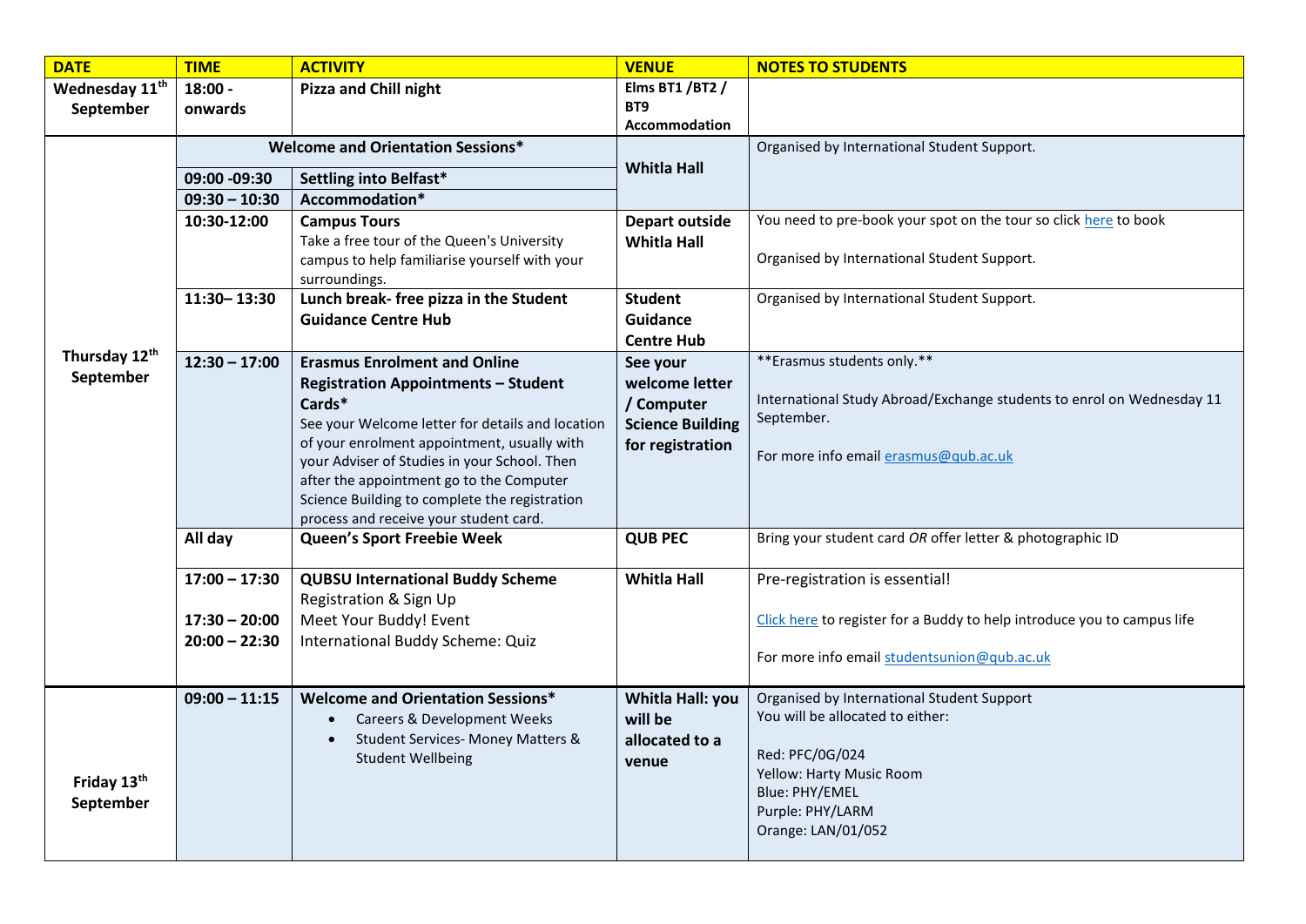| DATE | TIME | ACTIVITY | VENUE | NOTES TO STUDENTS |
|---|---|---|---|---|
| Wednesday 11th September | 18:00 - onwards | **Pizza and Chill night** | Elms BT1 /BT2 / BT9 Accommodation | |
| Thursday 12th September | **Welcome and Orientation Sessions*** | | Whitla Hall | Organised by International Student Support. |
| | 09:00 -09:30 | **Settling into Belfast*** | | |
| | 09:30 – 10:30 | **Accommodation*** | | |
| | 10:30-12:00 | **Campus Tours** Take a free tour of the Queen's University campus to help familiarise yourself with your surroundings. | Depart outside Whitla Hall | You need to pre-book your spot on the tour so click here to book<br><br>Organised by International Student Support. |
| | 11:30– 13:30 | **Lunch break- free pizza in the Student Guidance Centre Hub** | Student Guidance Centre Hub | Organised by International Student Support. |
| | 12:30 – 17:00 | **Erasmus Enrolment and Online Registration Appointments – Student Cards*** See your Welcome letter for details and location of your enrolment appointment, usually with your Adviser of Studies in your School. Then after the appointment go to the Computer Science Building to complete the registration process and receive your student card. | See your welcome letter / Computer Science Building for registration | **Erasmus students only.**<br><br>International Study Abroad/Exchange students to enrol on Wednesday 11 September.<br><br>For more info email erasmus@qub.ac.uk |
| | All day | **Queen's Sport Freebie Week** | QUB PEC | Bring your student card *OR* offer letter & photographic ID |
| | 17:00 – 17:30<br><br>17:30 – 20:00<br>20:00 – 22:30 | **QUBSU International Buddy Scheme** Registration & Sign Up<br>Meet Your Buddy! Event<br>International Buddy Scheme: Quiz | Whitla Hall | Pre-registration is essential!<br><br>Click here to register for a Buddy to help introduce you to campus life<br><br>For more info email studentsunion@qub.ac.uk |
| Friday 13th September | 09:00 – 11:15 | **Welcome and Orientation Sessions*** <br>• Careers & Development Weeks<br>• Student Services- Money Matters & Student Wellbeing | Whitla Hall: you will be allocated to a venue | Organised by International Student Support<br>You will be allocated to either:<br><br>Red: PFC/0G/024<br>Yellow: Harty Music Room<br>Blue: PHY/EMEL<br>Purple: PHY/LARM<br>Orange: LAN/01/052 |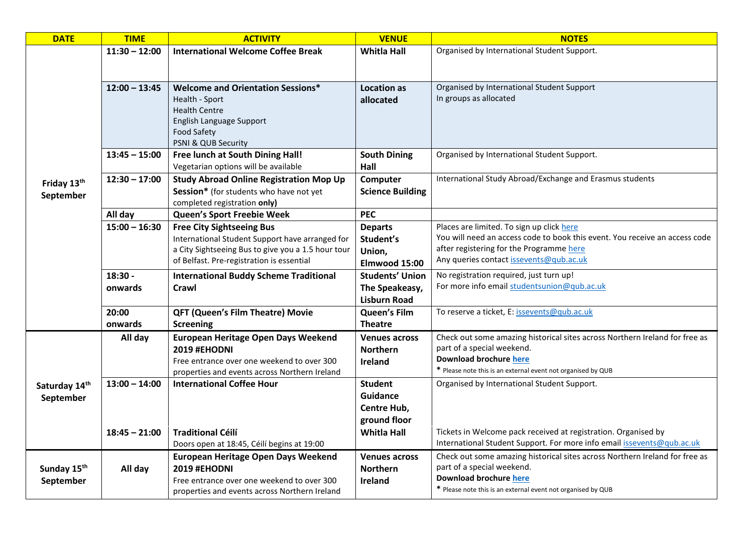| DATE | TIME | ACTIVITY | VENUE | NOTES |
|---|---|---|---|---|
| Friday 13th September | 11:30 – 12:00 | **International Welcome Coffee Break** | **Whitla Hall** | Organised by International Student Support. |
| | 12:00 – 13:45 | **Welcome and Orientation Sessions*** <br> Health - Sport <br> Health Centre <br> English Language Support <br> Food Safety <br> PSNI & QUB Security | **Location as allocated** | Organised by International Student Support <br> In groups as allocated |
| | 13:45 – 15:00 | **Free lunch at South Dining Hall!** <br> Vegetarian options will be available | **South Dining Hall** | Organised by International Student Support. |
| | 12:30 – 17:00 | **Study Abroad Online Registration Mop Up Session*** (for students who have not yet completed registration **only)** | **Computer Science Building** | International Study Abroad/Exchange and Erasmus students |
| | All day | **Queen's Sport Freebie Week** | **PEC** | |
| | 15:00 – 16:30 | **Free City Sightseeing Bus** <br> International Student Support have arranged for a City Sightseeing Bus to give you a 1.5 hour tour of Belfast. Pre-registration is essential | **Departs Student's Union, Elmwood 15:00** | Places are limited. To sign up click here <br> You will need an access code to book this event. You receive an access code after registering for the Programme here <br> Any queries contact issevents@qub.ac.uk |
| | 18:30 - onwards | **International Buddy Scheme Traditional Crawl** | **Students' Union The Speakeasy, Lisburn Road** | No registration required, just turn up! <br> For more info email studentsunion@qub.ac.uk |
| | 20:00 onwards | **QFT (Queen's Film Theatre) Movie Screening** | **Queen's Film Theatre** | To reserve a ticket, E: issevents@qub.ac.uk |
| Saturday 14th September | All day | **European Heritage Open Days Weekend 2019 #EHODNI** <br> Free entrance over one weekend to over 300 properties and events across Northern Ireland | **Venues across Northern Ireland** | Check out some amazing historical sites across Northern Ireland for free as part of a special weekend. <br> **Download brochure here** <br> * Please note this is an external event not organised by QUB |
| | 13:00 – 14:00 | **International Coffee Hour** | **Student Guidance Centre Hub, ground floor** | Organised by International Student Support. |
| | 18:45 – 21:00 | **Traditional Céilí** <br> Doors open at 18:45, Céilí begins at 19:00 | **Whitla Hall** | Tickets in Welcome pack received at registration. Organised by International Student Support. For more info email issevents@qub.ac.uk |
| Sunday 15th September | All day | **European Heritage Open Days Weekend 2019 #EHODNI** <br> Free entrance over one weekend to over 300 properties and events across Northern Ireland | **Venues across Northern Ireland** | Check out some amazing historical sites across Northern Ireland for free as part of a special weekend. <br> **Download brochure here** <br> * Please note this is an external event not organised by QUB |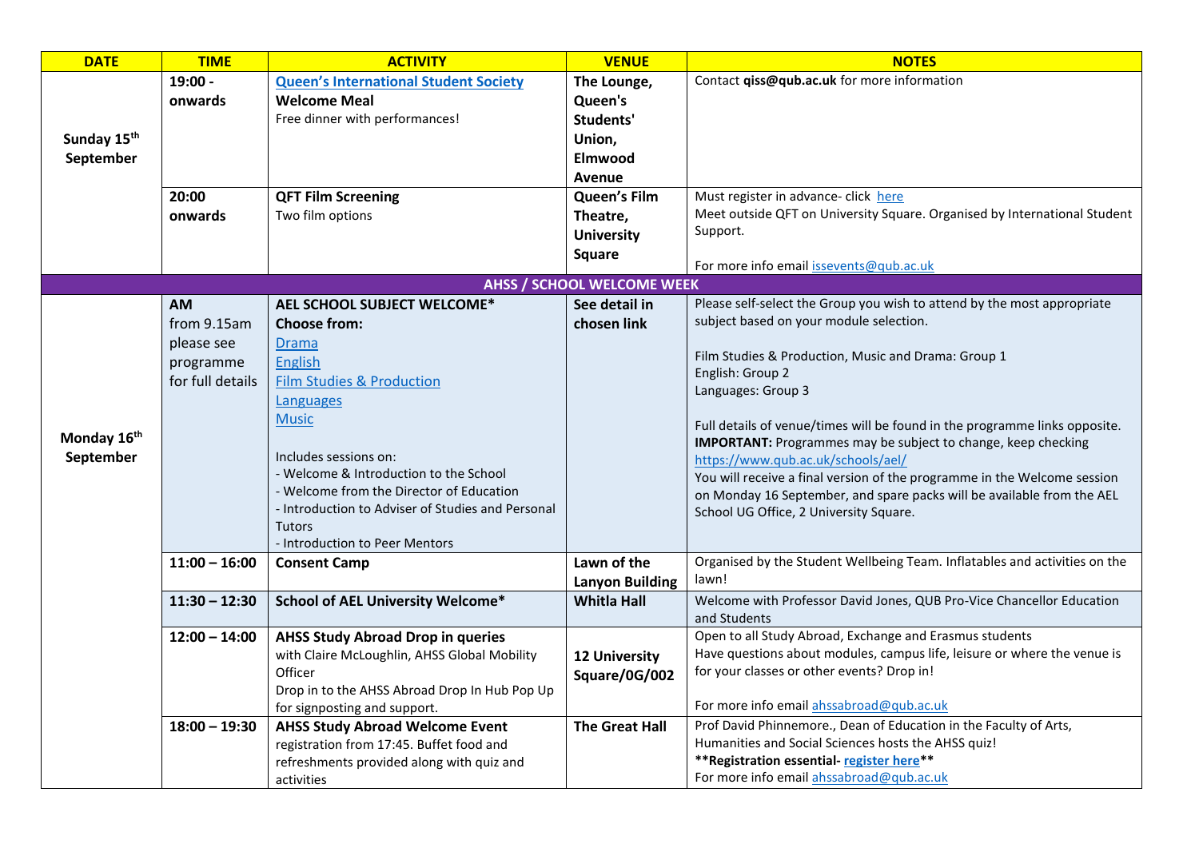| DATE | TIME | ACTIVITY | VENUE | NOTES |
|---|---|---|---|---|
| Sunday 15th September | 19:00 - onwards | **Queen's International Student Society** **Welcome Meal** Free dinner with performances! | **The Lounge, Queen's Students' Union, Elmwood Avenue** | Contact **qiss@qub.ac.uk** for more information |
| | 20:00 onwards | **QFT Film Screening** Two film options | **Queen's Film Theatre, University Square** | Must register in advance- click here Meet outside QFT on University Square. Organised by International Student Support. For more info email issevents@qub.ac.uk |
| **AHSS / SCHOOL WELCOME WEEK** | | | | |
| Monday 16th September | **AM** from 9.15am please see programme for full details | **AEL SCHOOL SUBJECT WELCOME*** **Choose from:** Drama English Film Studies & Production Languages Music Includes sessions on: - Welcome & Introduction to the School - Welcome from the Director of Education - Introduction to Adviser of Studies and Personal Tutors - Introduction to Peer Mentors | **See detail in chosen link** | Please self-select the Group you wish to attend by the most appropriate subject based on your module selection. Film Studies & Production, Music and Drama: Group 1 English: Group 2 Languages: Group 3 Full details of venue/times will be found in the programme links opposite. **IMPORTANT:** Programmes may be subject to change, keep checking https://www.qub.ac.uk/schools/ael/ You will receive a final version of the programme in the Welcome session on Monday 16 September, and spare packs will be available from the AEL School UG Office, 2 University Square. |
| | **11:00 – 16:00** | **Consent Camp** | **Lawn of the Lanyon Building** | Organised by the Student Wellbeing Team. Inflatables and activities on the lawn! |
| | **11:30 – 12:30** | **School of AEL University Welcome*** | **Whitla Hall** | Welcome with Professor David Jones, QUB Pro-Vice Chancellor Education and Students |
| | **12:00 – 14:00** | **AHSS Study Abroad Drop in queries** with Claire McLoughlin, AHSS Global Mobility Officer Drop in to the AHSS Abroad Drop In Hub Pop Up for signposting and support. | **12 University Square/0G/002** | Open to all Study Abroad, Exchange and Erasmus students Have questions about modules, campus life, leisure or where the venue is for your classes or other events? Drop in! For more info email ahssabroad@qub.ac.uk |
| | **18:00 – 19:30** | **AHSS Study Abroad Welcome Event** registration from 17:45. Buffet food and refreshments provided along with quiz and activities | **The Great Hall** | Prof David Phinnemore., Dean of Education in the Faculty of Arts, Humanities and Social Sciences hosts the AHSS quiz! **Registration essential- register here** For more info email ahssabroad@qub.ac.uk |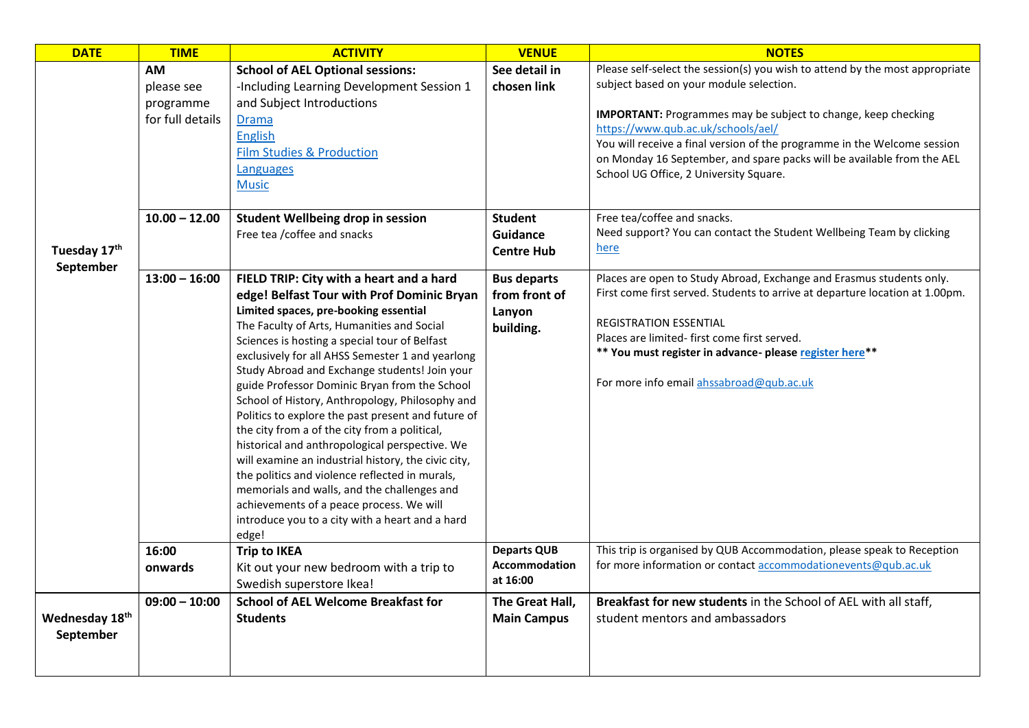| DATE | TIME | ACTIVITY | VENUE | NOTES |
| --- | --- | --- | --- | --- |
| Tuesday 17th September | AM please see programme for full details | **School of AEL Optional sessions:** -Including Learning Development Session 1 and Subject Introductions Drama English Film Studies & Production Languages Music | **See detail in chosen link** | Please self-select the session(s) you wish to attend by the most appropriate subject based on your module selection. **IMPORTANT:** Programmes may be subject to change, keep checking https://www.qub.ac.uk/schools/ael/ You will receive a final version of the programme in the Welcome session on Monday 16 September, and spare packs will be available from the AEL School UG Office, 2 University Square. |
| | **10.00 – 12.00** | **Student Wellbeing drop in session** Free tea /coffee and snacks | **Student Guidance Centre Hub** | Free tea/coffee and snacks. Need support? You can contact the Student Wellbeing Team by clicking here |
| | **13:00 – 16:00** | **FIELD TRIP: City with a heart and a hard edge! Belfast Tour with Prof Dominic Bryan** **Limited spaces, pre-booking essential** The Faculty of Arts, Humanities and Social Sciences is hosting a special tour of Belfast exclusively for all AHSS Semester 1 and yearlong Study Abroad and Exchange students! Join your guide Professor Dominic Bryan from the School School of History, Anthropology, Philosophy and Politics to explore the past present and future of the city from a of the city from a political, historical and anthropological perspective. We will examine an industrial history, the civic city, the politics and violence reflected in murals, memorials and walls, and the challenges and achievements of a peace process. We will introduce you to a city with a heart and a hard edge! | **Bus departs from front of Lanyon building.** | Places are open to Study Abroad, Exchange and Erasmus students only. First come first served. Students to arrive at departure location at 1.00pm. REGISTRATION ESSENTIAL Places are limited- first come first served. **** You must register in advance- please register here**** For more info email ahssabroad@qub.ac.uk |
| | **16:00 onwards** | **Trip to IKEA** Kit out your new bedroom with a trip to Swedish superstore Ikea! | **Departs QUB Accommodation at 16:00** | This trip is organised by QUB Accommodation, please speak to Reception for more information or contact accommodationevents@qub.ac.uk |
| Wednesday 18th September | **09:00 – 10:00** | **School of AEL Welcome Breakfast for Students** | **The Great Hall, Main Campus** | **Breakfast for new students** in the School of AEL with all staff, student mentors and ambassadors |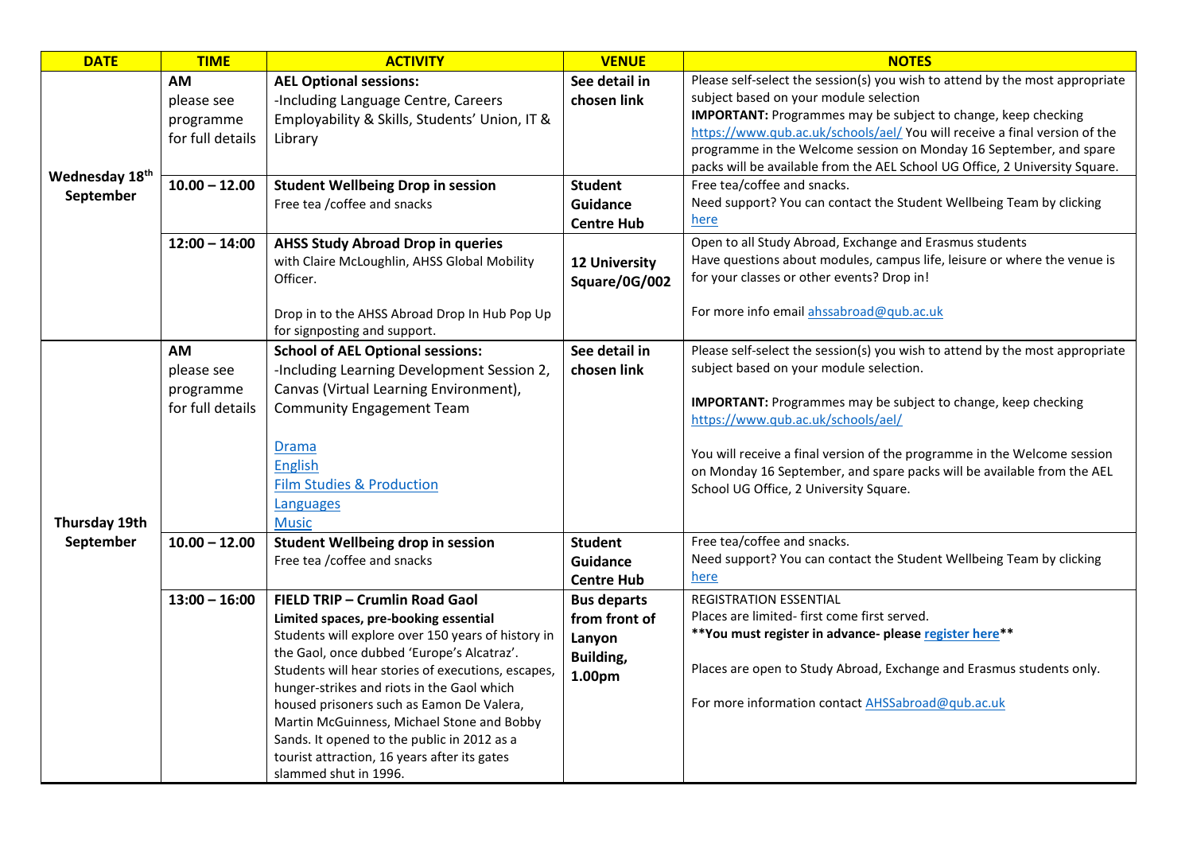| DATE | TIME | ACTIVITY | VENUE | NOTES |
|---|---|---|---|---|
| Wednesday 18th September | **AM** please see programme for full details | **AEL Optional sessions:** -Including Language Centre, Careers Employability & Skills, Students' Union, IT & Library | **See detail in chosen link** | Please self-select the session(s) you wish to attend by the most appropriate subject based on your module selection **IMPORTANT:** Programmes may be subject to change, keep checking https://www.qub.ac.uk/schools/ael/ You will receive a final version of the programme in the Welcome session on Monday 16 September, and spare packs will be available from the AEL School UG Office, 2 University Square. |
| | **10.00 – 12.00** | **Student Wellbeing Drop in session** Free tea /coffee and snacks | **Student Guidance Centre Hub** | Free tea/coffee and snacks. Need support? You can contact the Student Wellbeing Team by clicking here |
| | **12:00 – 14:00** | **AHSS Study Abroad Drop in queries** with Claire McLoughlin, AHSS Global Mobility Officer. Drop in to the AHSS Abroad Drop In Hub Pop Up for signposting and support. | **12 University Square/0G/002** | Open to all Study Abroad, Exchange and Erasmus students Have questions about modules, campus life, leisure or where the venue is for your classes or other events? Drop in! For more info email ahssabroad@qub.ac.uk |
| Thursday 19th September | **AM** please see programme for full details | **School of AEL Optional sessions:** -Including Learning Development Session 2, Canvas (Virtual Learning Environment), Community Engagement Team Drama English Film Studies & Production Languages Music | **See detail in chosen link** | Please self-select the session(s) you wish to attend by the most appropriate subject based on your module selection. **IMPORTANT:** Programmes may be subject to change, keep checking https://www.qub.ac.uk/schools/ael/ You will receive a final version of the programme in the Welcome session on Monday 16 September, and spare packs will be available from the AEL School UG Office, 2 University Square. |
| | **10.00 – 12.00** | **Student Wellbeing drop in session** Free tea /coffee and snacks | **Student Guidance Centre Hub** | Free tea/coffee and snacks. Need support? You can contact the Student Wellbeing Team by clicking here |
| | **13:00 – 16:00** | **FIELD TRIP – Crumlin Road Gaol** **Limited spaces, pre-booking essential** Students will explore over 150 years of history in the Gaol, once dubbed 'Europe's Alcatraz'. Students will hear stories of executions, escapes, hunger-strikes and riots in the Gaol which housed prisoners such as Eamon De Valera, Martin McGuinness, Michael Stone and Bobby Sands. It opened to the public in 2012 as a tourist attraction, 16 years after its gates slammed shut in 1996. | **Bus departs from front of Lanyon Building, 1.00pm** | REGISTRATION ESSENTIAL Places are limited- first come first served. **\*\*You must register in advance- please register here\*\*** Places are open to Study Abroad, Exchange and Erasmus students only. For more information contact AHSSabroad@qub.ac.uk |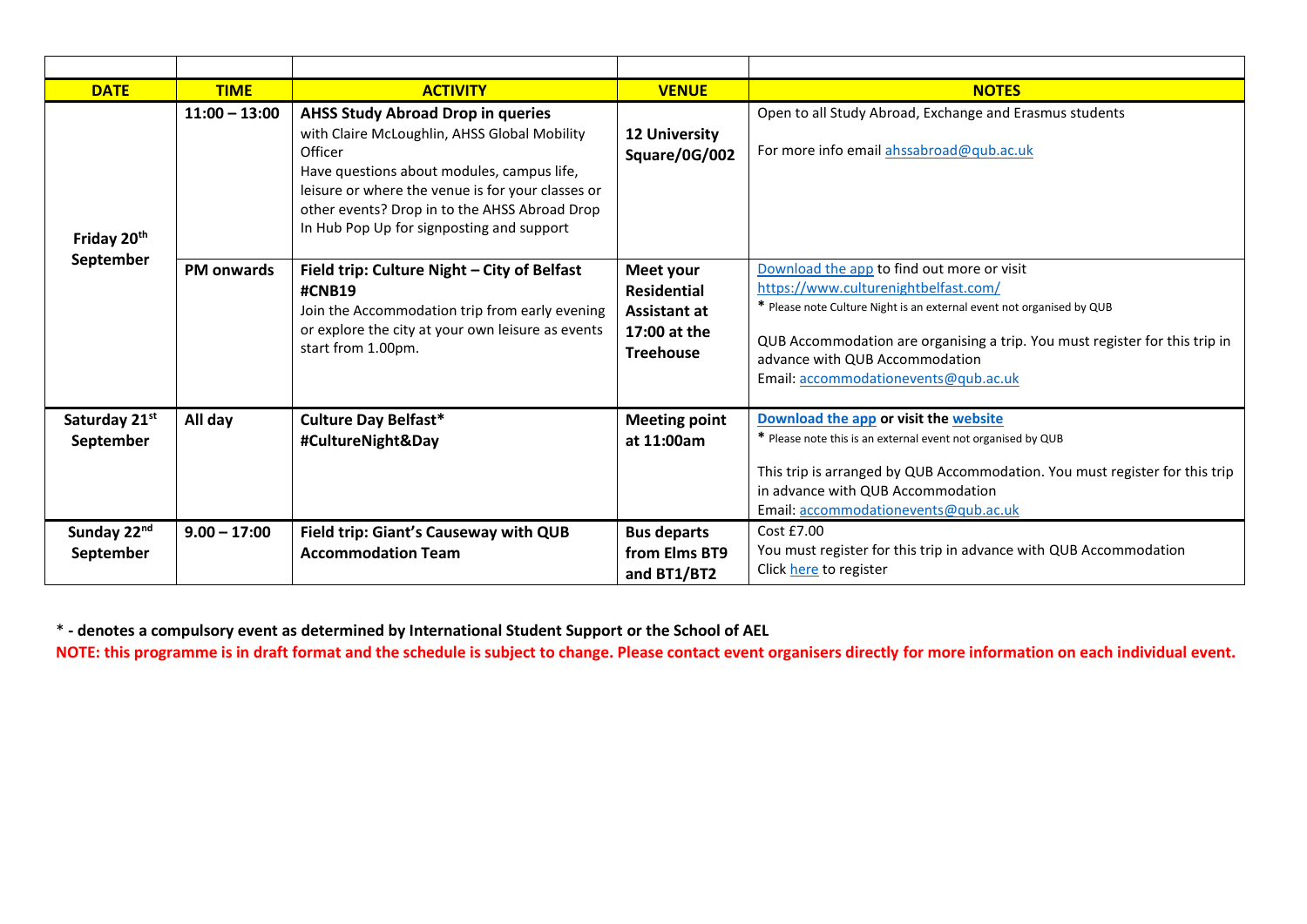| | | | | |
|---|---|---|---|---|
| **DATE** | **TIME** | **ACTIVITY** | **VENUE** | **NOTES** |
| Friday 20th September | 11:00 – 13:00 | **AHSS Study Abroad Drop in queries** with Claire McLoughlin, AHSS Global Mobility Officer Have questions about modules, campus life, leisure or where the venue is for your classes or other events? Drop in to the AHSS Abroad Drop In Hub Pop Up for signposting and support | **12 University Square/0G/002** | Open to all Study Abroad, Exchange and Erasmus students For more info email ahssabroad@qub.ac.uk |
| | PM onwards | **Field trip: Culture Night – City of Belfast #CNB19** Join the Accommodation trip from early evening or explore the city at your own leisure as events start from 1.00pm. | **Meet your Residential Assistant at 17:00 at the Treehouse** | Download the app to find out more or visit https://www.culturenightbelfast.com/ * Please note Culture Night is an external event not organised by QUB QUB Accommodation are organising a trip. You must register for this trip in advance with QUB Accommodation Email: accommodationevents@qub.ac.uk |
| Saturday 21st September | All day | **Culture Day Belfast* #CultureNight&Day** | **Meeting point at 11:00am** | **Download the app or visit the website** * Please note this is an external event not organised by QUB This trip is arranged by QUB Accommodation. You must register for this trip in advance with QUB Accommodation Email: accommodationevents@qub.ac.uk |
| Sunday 22nd September | 9.00 – 17:00 | **Field trip: Giant's Causeway with QUB Accommodation Team** | **Bus departs from Elms BT9 and BT1/BT2** | Cost £7.00 You must register for this trip in advance with QUB Accommodation Click here to register |

**\* - denotes a compulsory event as determined by International Student Support or the School of AEL**

**NOTE: this programme is in draft format and the schedule is subject to change. Please contact event organisers directly for more information on each individual event.**